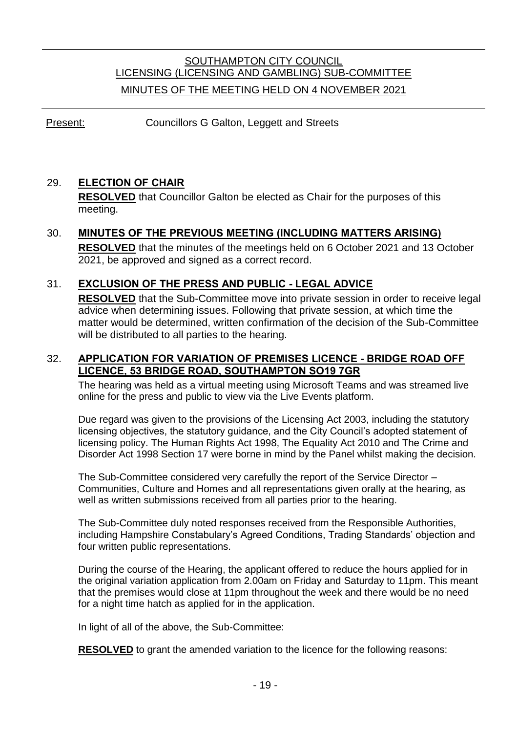# SOUTHAMPTON CITY COUNCIL
## LICENSING (LICENSING AND GAMBLING) SUB-COMMITTEE
## MINUTES OF THE MEETING HELD ON 4 NOVEMBER 2021

Present: Councillors G Galton, Leggett and Streets

### 29. ELECTION OF CHAIR

**RESOLVED** that Councillor Galton be elected as Chair for the purposes of this meeting.

### 30. MINUTES OF THE PREVIOUS MEETING (INCLUDING MATTERS ARISING)

**RESOLVED** that the minutes of the meetings held on 6 October 2021 and 13 October 2021, be approved and signed as a correct record.

### 31. EXCLUSION OF THE PRESS AND PUBLIC - LEGAL ADVICE

**RESOLVED** that the Sub-Committee move into private session in order to receive legal advice when determining issues. Following that private session, at which time the matter would be determined, written confirmation of the decision of the Sub-Committee will be distributed to all parties to the hearing.

### 32. APPLICATION FOR VARIATION OF PREMISES LICENCE - BRIDGE ROAD OFF LICENCE, 53 BRIDGE ROAD, SOUTHAMPTON SO19 7GR

The hearing was held as a virtual meeting using Microsoft Teams and was streamed live online for the press and public to view via the Live Events platform.

Due regard was given to the provisions of the Licensing Act 2003, including the statutory licensing objectives, the statutory guidance, and the City Council's adopted statement of licensing policy. The Human Rights Act 1998, The Equality Act 2010 and The Crime and Disorder Act 1998 Section 17 were borne in mind by the Panel whilst making the decision.

The Sub-Committee considered very carefully the report of the Service Director – Communities, Culture and Homes and all representations given orally at the hearing, as well as written submissions received from all parties prior to the hearing.

The Sub-Committee duly noted responses received from the Responsible Authorities, including Hampshire Constabulary's Agreed Conditions, Trading Standards' objection and four written public representations.

During the course of the Hearing, the applicant offered to reduce the hours applied for in the original variation application from 2.00am on Friday and Saturday to 11pm. This meant that the premises would close at 11pm throughout the week and there would be no need for a night time hatch as applied for in the application.

In light of all of the above, the Sub-Committee:

**RESOLVED** to grant the amended variation to the licence for the following reasons: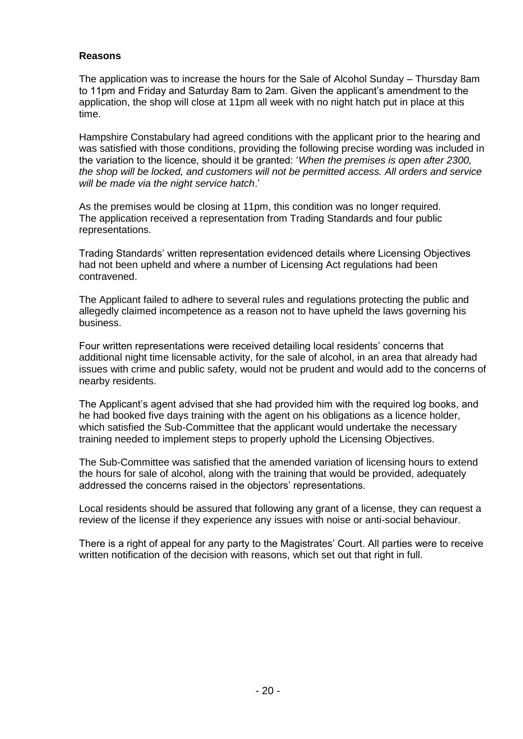**Reasons**

The application was to increase the hours for the Sale of Alcohol Sunday – Thursday 8am to 11pm and Friday and Saturday 8am to 2am. Given the applicant's amendment to the application, the shop will close at 11pm all week with no night hatch put in place at this time.

Hampshire Constabulary had agreed conditions with the applicant prior to the hearing and was satisfied with those conditions, providing the following precise wording was included in the variation to the licence, should it be granted: '*When the premises is open after 2300, the shop will be locked, and customers will not be permitted access. All orders and service will be made via the night service hatch*.'

As the premises would be closing at 11pm, this condition was no longer required. The application received a representation from Trading Standards and four public representations.

Trading Standards' written representation evidenced details where Licensing Objectives had not been upheld and where a number of Licensing Act regulations had been contravened.

The Applicant failed to adhere to several rules and regulations protecting the public and allegedly claimed incompetence as a reason not to have upheld the laws governing his business.

Four written representations were received detailing local residents' concerns that additional night time licensable activity, for the sale of alcohol, in an area that already had issues with crime and public safety, would not be prudent and would add to the concerns of nearby residents.

The Applicant's agent advised that she had provided him with the required log books, and he had booked five days training with the agent on his obligations as a licence holder, which satisfied the Sub-Committee that the applicant would undertake the necessary training needed to implement steps to properly uphold the Licensing Objectives.

The Sub-Committee was satisfied that the amended variation of licensing hours to extend the hours for sale of alcohol, along with the training that would be provided, adequately addressed the concerns raised in the objectors' representations.

Local residents should be assured that following any grant of a license, they can request a review of the license if they experience any issues with noise or anti-social behaviour.

There is a right of appeal for any party to the Magistrates' Court. All parties were to receive written notification of the decision with reasons, which set out that right in full.